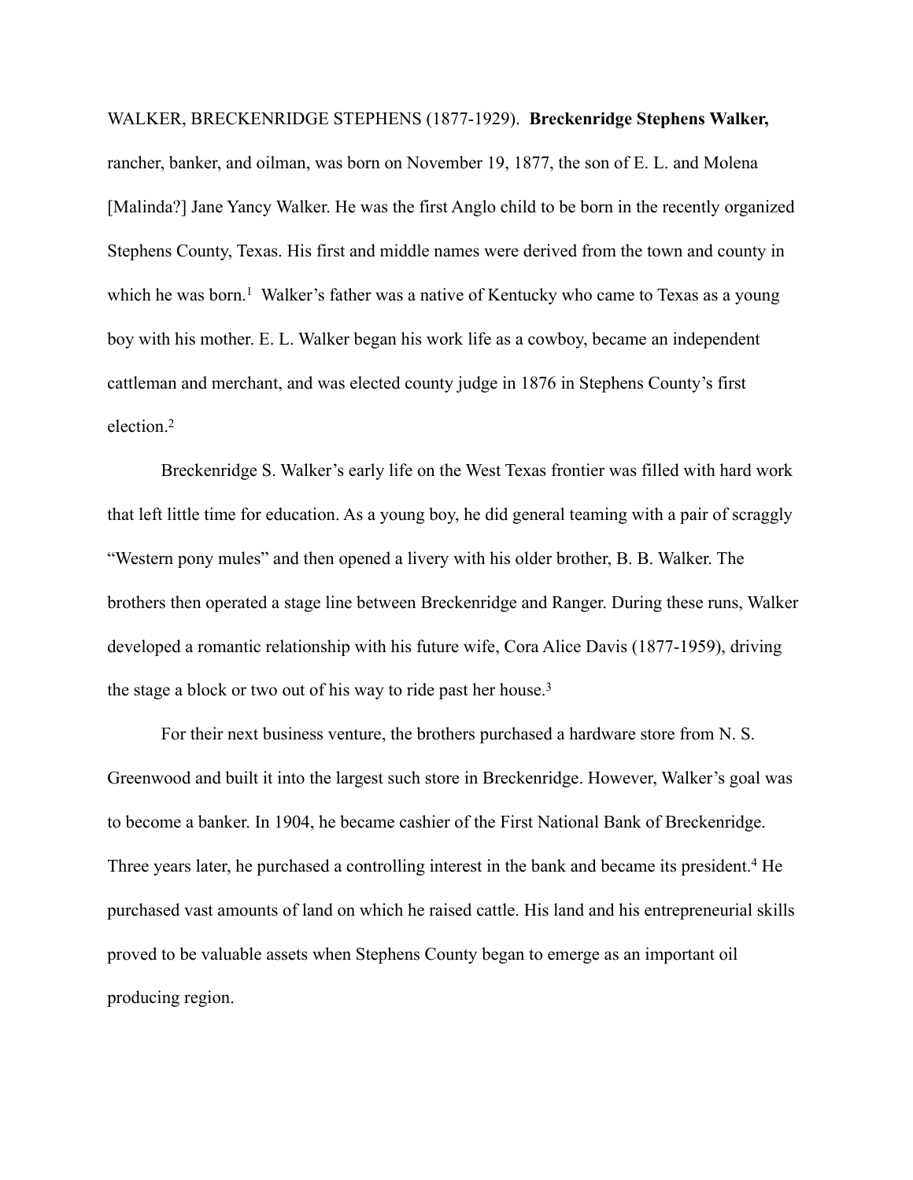WALKER, BRECKENRIDGE STEPHENS (1877-1929). **Breckenridge Stephens Walker,** rancher, banker, and oilman, was born on November 19, 1877, the son of E. L. and Molena [Malinda?] Jane Yancy Walker. He was the first Anglo child to be born in the recently organized Stephens County, Texas. His first and middle names were derived from the town and county in which he was born.[1] Walker's father was a native of Kentucky who came to Texas as a young boy with his mother. E. L. Walker began his work life as a cowboy, became an independent cattleman and merchant, and was elected county judge in 1876 in Stephens County's first election.[2]

Breckenridge S. Walker's early life on the West Texas frontier was filled with hard work that left little time for education. As a young boy, he did general teaming with a pair of scraggly "Western pony mules" and then opened a livery with his older brother, B. B. Walker. The brothers then operated a stage line between Breckenridge and Ranger. During these runs, Walker developed a romantic relationship with his future wife, Cora Alice Davis (1877-1959), driving the stage a block or two out of his way to ride past her house.[3]

For their next business venture, the brothers purchased a hardware store from N. S. Greenwood and built it into the largest such store in Breckenridge. However, Walker's goal was to become a banker. In 1904, he became cashier of the First National Bank of Breckenridge. Three years later, he purchased a controlling interest in the bank and became its president.[4] He purchased vast amounts of land on which he raised cattle. His land and his entrepreneurial skills proved to be valuable assets when Stephens County began to emerge as an important oil producing region.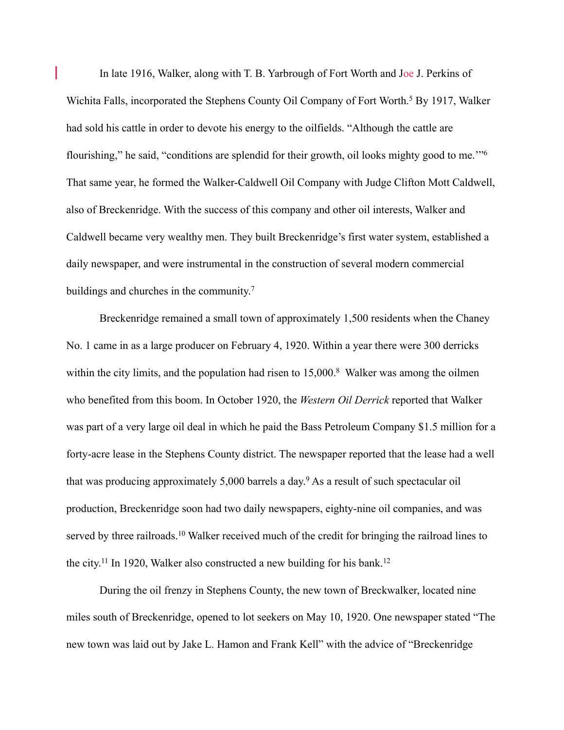In late 1916, Walker, along with T. B. Yarbrough of Fort Worth and Joe J. Perkins of Wichita Falls, incorporated the Stephens County Oil Company of Fort Worth.[5] By 1917, Walker had sold his cattle in order to devote his energy to the oilfields. "Although the cattle are flourishing," he said, "conditions are splendid for their growth, oil looks mighty good to me.'"[6] That same year, he formed the Walker-Caldwell Oil Company with Judge Clifton Mott Caldwell, also of Breckenridge. With the success of this company and other oil interests, Walker and Caldwell became very wealthy men. They built Breckenridge's first water system, established a daily newspaper, and were instrumental in the construction of several modern commercial buildings and churches in the community.[7]

Breckenridge remained a small town of approximately 1,500 residents when the Chaney No. 1 came in as a large producer on February 4, 1920. Within a year there were 300 derricks within the city limits, and the population had risen to 15,000.[8] Walker was among the oilmen who benefited from this boom. In October 1920, the *Western Oil Derrick* reported that Walker was part of a very large oil deal in which he paid the Bass Petroleum Company $1.5 million for a forty-acre lease in the Stephens County district. The newspaper reported that the lease had a well that was producing approximately 5,000 barrels a day.[9] As a result of such spectacular oil production, Breckenridge soon had two daily newspapers, eighty-nine oil companies, and was served by three railroads.[10] Walker received much of the credit for bringing the railroad lines to the city.[11] In 1920, Walker also constructed a new building for his bank.[12]

During the oil frenzy in Stephens County, the new town of Breckwalker, located nine miles south of Breckenridge, opened to lot seekers on May 10, 1920. One newspaper stated "The new town was laid out by Jake L. Hamon and Frank Kell" with the advice of "Breckenridge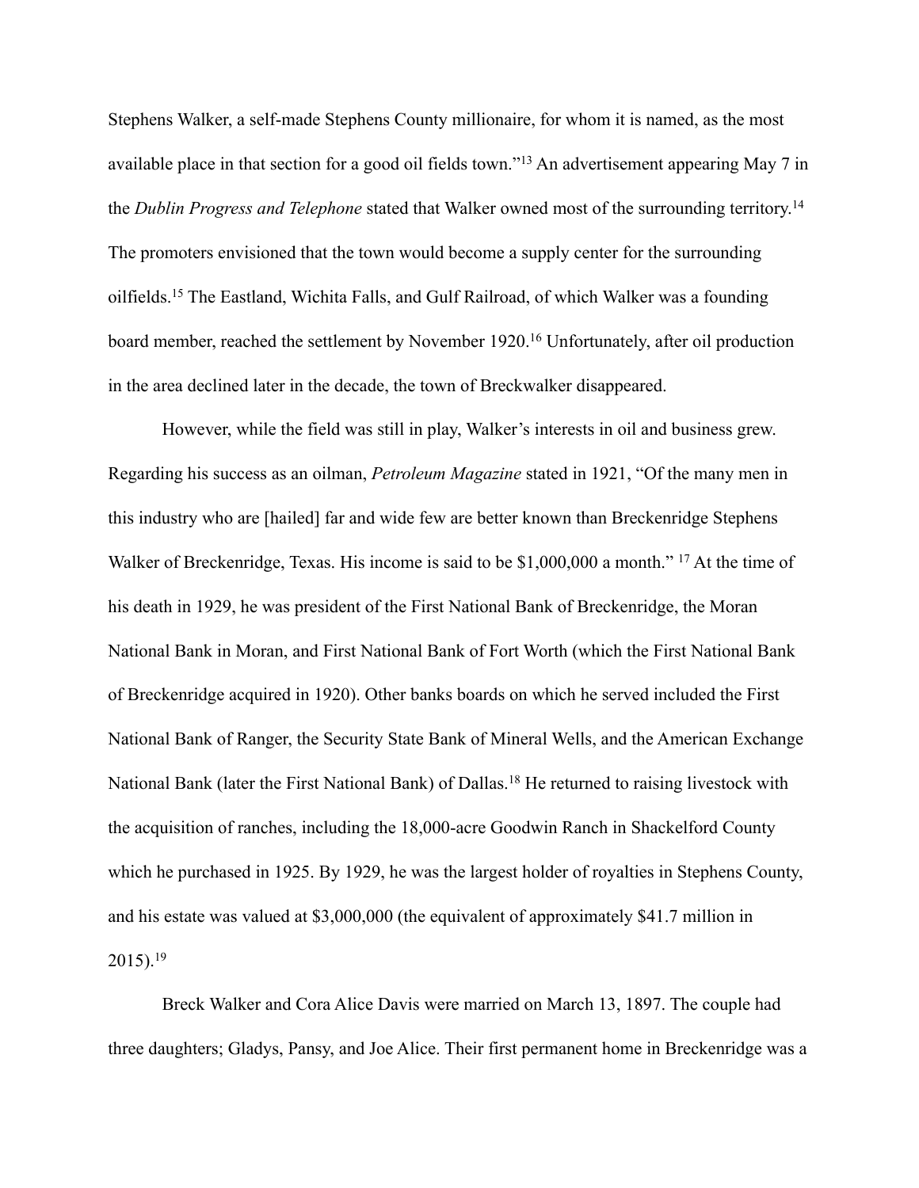Stephens Walker, a self-made Stephens County millionaire, for whom it is named, as the most available place in that section for a good oil fields town."[13] An advertisement appearing May 7 in the *Dublin Progress and Telephone* stated that Walker owned most of the surrounding territory.[14] The promoters envisioned that the town would become a supply center for the surrounding oilfields.[15] The Eastland, Wichita Falls, and Gulf Railroad, of which Walker was a founding board member, reached the settlement by November 1920.[16] Unfortunately, after oil production in the area declined later in the decade, the town of Breckwalker disappeared.

However, while the field was still in play, Walker's interests in oil and business grew. Regarding his success as an oilman, *Petroleum Magazine* stated in 1921, "Of the many men in this industry who are [hailed] far and wide few are better known than Breckenridge Stephens Walker of Breckenridge, Texas. His income is said to be $1,000,000 a month." [17] At the time of his death in 1929, he was president of the First National Bank of Breckenridge, the Moran National Bank in Moran, and First National Bank of Fort Worth (which the First National Bank of Breckenridge acquired in 1920). Other banks boards on which he served included the First National Bank of Ranger, the Security State Bank of Mineral Wells, and the American Exchange National Bank (later the First National Bank) of Dallas.[18] He returned to raising livestock with the acquisition of ranches, including the 18,000-acre Goodwin Ranch in Shackelford County which he purchased in 1925. By 1929, he was the largest holder of royalties in Stephens County, and his estate was valued at $3,000,000 (the equivalent of approximately $41.7 million in 2015).[19]

Breck Walker and Cora Alice Davis were married on March 13, 1897. The couple had three daughters; Gladys, Pansy, and Joe Alice. Their first permanent home in Breckenridge was a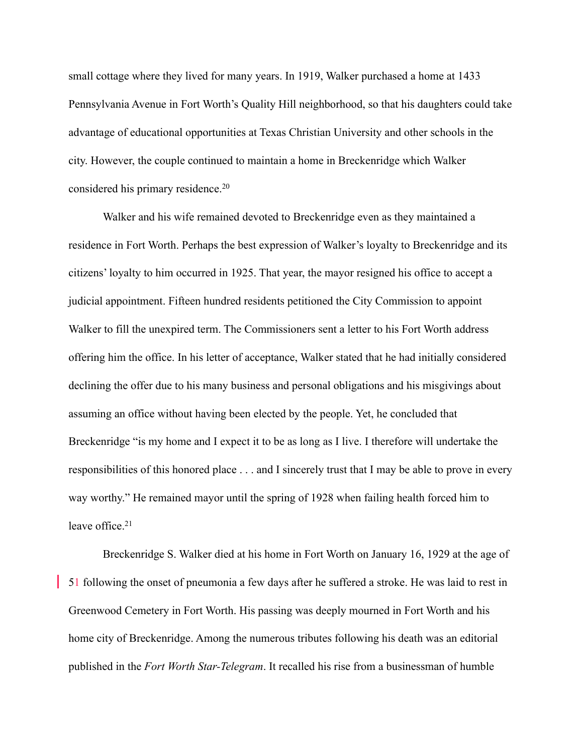small cottage where they lived for many years. In 1919, Walker purchased a home at 1433 Pennsylvania Avenue in Fort Worth's Quality Hill neighborhood, so that his daughters could take advantage of educational opportunities at Texas Christian University and other schools in the city. However, the couple continued to maintain a home in Breckenridge which Walker considered his primary residence.[20]

Walker and his wife remained devoted to Breckenridge even as they maintained a residence in Fort Worth. Perhaps the best expression of Walker's loyalty to Breckenridge and its citizens' loyalty to him occurred in 1925. That year, the mayor resigned his office to accept a judicial appointment. Fifteen hundred residents petitioned the City Commission to appoint Walker to fill the unexpired term. The Commissioners sent a letter to his Fort Worth address offering him the office. In his letter of acceptance, Walker stated that he had initially considered declining the offer due to his many business and personal obligations and his misgivings about assuming an office without having been elected by the people. Yet, he concluded that Breckenridge "is my home and I expect it to be as long as I live. I therefore will undertake the responsibilities of this honored place . . . and I sincerely trust that I may be able to prove in every way worthy." He remained mayor until the spring of 1928 when failing health forced him to leave office.[21]

Breckenridge S. Walker died at his home in Fort Worth on January 16, 1929 at the age of 51 following the onset of pneumonia a few days after he suffered a stroke. He was laid to rest in Greenwood Cemetery in Fort Worth. His passing was deeply mourned in Fort Worth and his home city of Breckenridge. Among the numerous tributes following his death was an editorial published in the *Fort Worth Star-Telegram*. It recalled his rise from a businessman of humble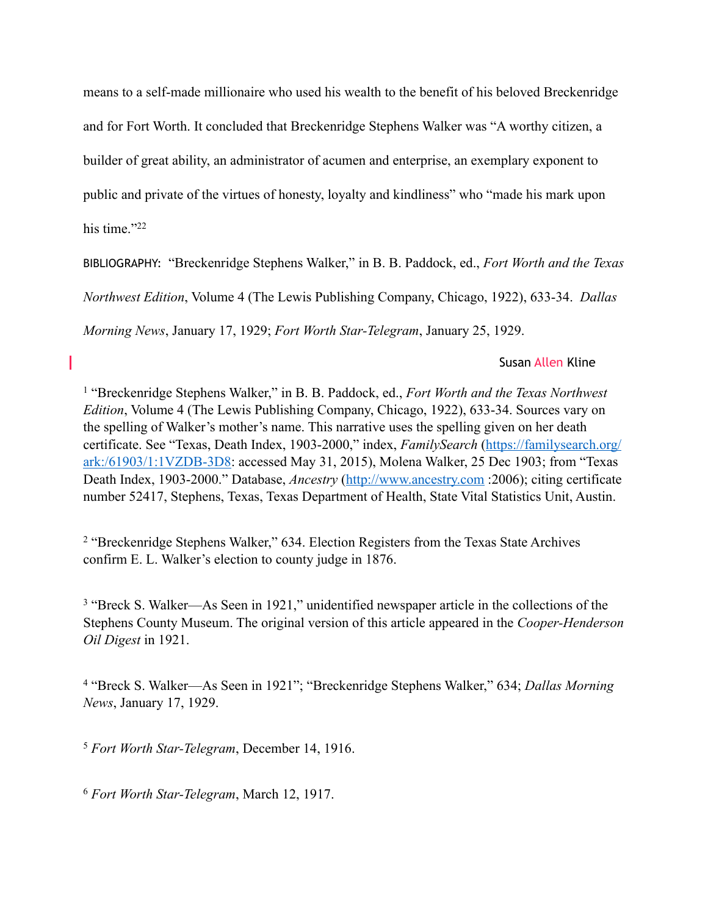means to a self-made millionaire who used his wealth to the benefit of his beloved Breckenridge and for Fort Worth. It concluded that Breckenridge Stephens Walker was "A worthy citizen, a builder of great ability, an administrator of acumen and enterprise, an exemplary exponent to public and private of the virtues of honesty, loyalty and kindliness" who "made his mark upon his time."[22]

BIBLIOGRAPHY: "Breckenridge Stephens Walker," in B. B. Paddock, ed., *Fort Worth and the Texas Northwest Edition*, Volume 4 (The Lewis Publishing Company, Chicago, 1922), 633-34. *Dallas Morning News*, January 17, 1929; *Fort Worth Star-Telegram*, January 25, 1929.

Susan Allen Kline

[1] "Breckenridge Stephens Walker," in B. B. Paddock, ed., *Fort Worth and the Texas Northwest Edition*, Volume 4 (The Lewis Publishing Company, Chicago, 1922), 633-34. Sources vary on the spelling of Walker's mother's name. This narrative uses the spelling given on her death certificate. See "Texas, Death Index, 1903-2000," index, *FamilySearch* (https://familysearch.org/ark:/61903/1:1VZDB-3D8: accessed May 31, 2015), Molena Walker, 25 Dec 1903; from "Texas Death Index, 1903-2000." Database, *Ancestry* (http://www.ancestry.com :2006); citing certificate number 52417, Stephens, Texas, Texas Department of Health, State Vital Statistics Unit, Austin.

[2] "Breckenridge Stephens Walker," 634. Election Registers from the Texas State Archives confirm E. L. Walker's election to county judge in 1876.

[3] "Breck S. Walker—As Seen in 1921," unidentified newspaper article in the collections of the Stephens County Museum. The original version of this article appeared in the *Cooper-Henderson Oil Digest* in 1921.

[4] "Breck S. Walker—As Seen in 1921"; "Breckenridge Stephens Walker," 634; *Dallas Morning News*, January 17, 1929.

[5] *Fort Worth Star-Telegram*, December 14, 1916.

[6] *Fort Worth Star-Telegram*, March 12, 1917.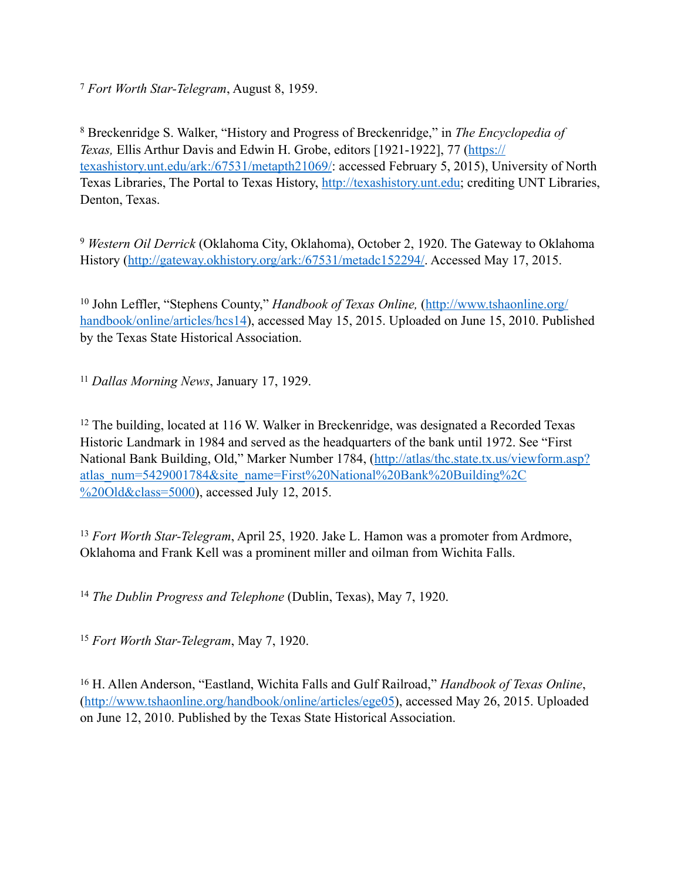[7] *Fort Worth Star-Telegram*, August 8, 1959.

[8] Breckenridge S. Walker, "History and Progress of Breckenridge," in *The Encyclopedia of Texas,* Ellis Arthur Davis and Edwin H. Grobe, editors [1921-1922], 77 (https://texashistory.unt.edu/ark:/67531/metapth21069/: accessed February 5, 2015), University of North Texas Libraries, The Portal to Texas History, http://texashistory.unt.edu; crediting UNT Libraries, Denton, Texas.

[9] *Western Oil Derrick* (Oklahoma City, Oklahoma), October 2, 1920. The Gateway to Oklahoma History (http://gateway.okhistory.org/ark:/67531/metadc152294/. Accessed May 17, 2015.

[10] John Leffler, "Stephens County," *Handbook of Texas Online,* (http://www.tshaonline.org/handbook/online/articles/hcs14), accessed May 15, 2015. Uploaded on June 15, 2010. Published by the Texas State Historical Association.

[11] *Dallas Morning News*, January 17, 1929.

[12] The building, located at 116 W. Walker in Breckenridge, was designated a Recorded Texas Historic Landmark in 1984 and served as the headquarters of the bank until 1972. See "First National Bank Building, Old," Marker Number 1784, (http://atlas/thc.state.tx.us/viewform.asp?atlas_num=5429001784&site_name=First%20National%20Bank%20Building%2C%20Old&class=5000), accessed July 12, 2015.

[13] *Fort Worth Star-Telegram*, April 25, 1920. Jake L. Hamon was a promoter from Ardmore, Oklahoma and Frank Kell was a prominent miller and oilman from Wichita Falls.

[14] *The Dublin Progress and Telephone* (Dublin, Texas), May 7, 1920.

[15] *Fort Worth Star-Telegram*, May 7, 1920.

[16] H. Allen Anderson, "Eastland, Wichita Falls and Gulf Railroad," *Handbook of Texas Online*, (http://www.tshaonline.org/handbook/online/articles/ege05), accessed May 26, 2015. Uploaded on June 12, 2010. Published by the Texas State Historical Association.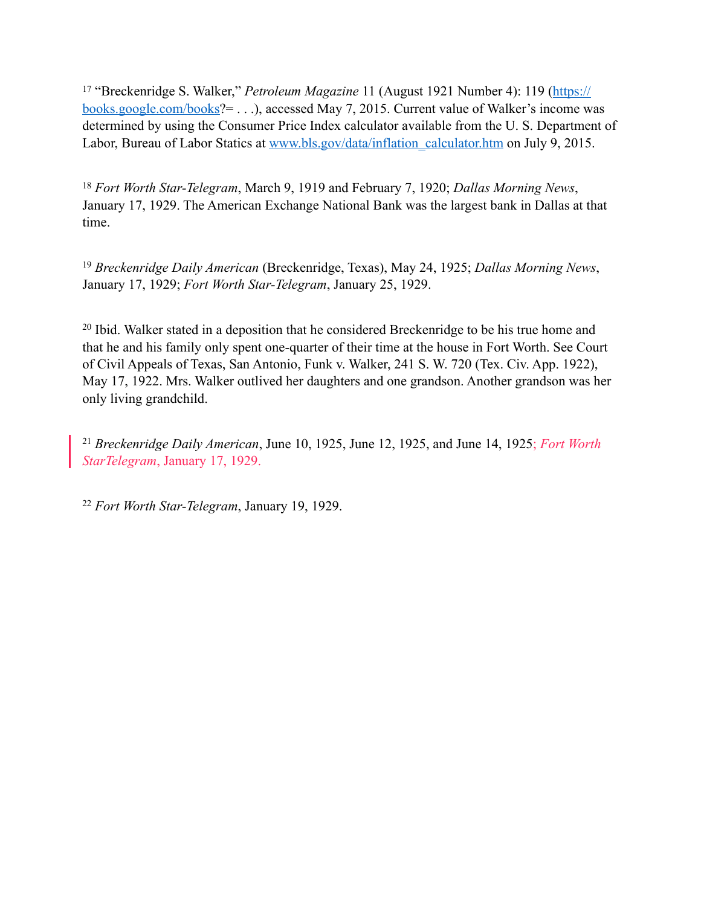[17] "Breckenridge S. Walker," *Petroleum Magazine* 11 (August 1921 Number 4): 119 (https://books.google.com/books?= . . .), accessed May 7, 2015. Current value of Walker's income was determined by using the Consumer Price Index calculator available from the U. S. Department of Labor, Bureau of Labor Statics at www.bls.gov/data/inflation_calculator.htm on July 9, 2015.

[18] *Fort Worth Star-Telegram*, March 9, 1919 and February 7, 1920; *Dallas Morning News*, January 17, 1929. The American Exchange National Bank was the largest bank in Dallas at that time.

[19] *Breckenridge Daily American* (Breckenridge, Texas), May 24, 1925; *Dallas Morning News*, January 17, 1929; *Fort Worth Star-Telegram*, January 25, 1929.

[20] Ibid. Walker stated in a deposition that he considered Breckenridge to be his true home and that he and his family only spent one-quarter of their time at the house in Fort Worth. See Court of Civil Appeals of Texas, San Antonio, Funk v. Walker, 241 S. W. 720 (Tex. Civ. App. 1922), May 17, 1922. Mrs. Walker outlived her daughters and one grandson. Another grandson was her only living grandchild.

[21] *Breckenridge Daily American*, June 10, 1925, June 12, 1925, and June 14, 1925; *Fort Worth StarTelegram*, January 17, 1929.

[22] *Fort Worth Star-Telegram*, January 19, 1929.